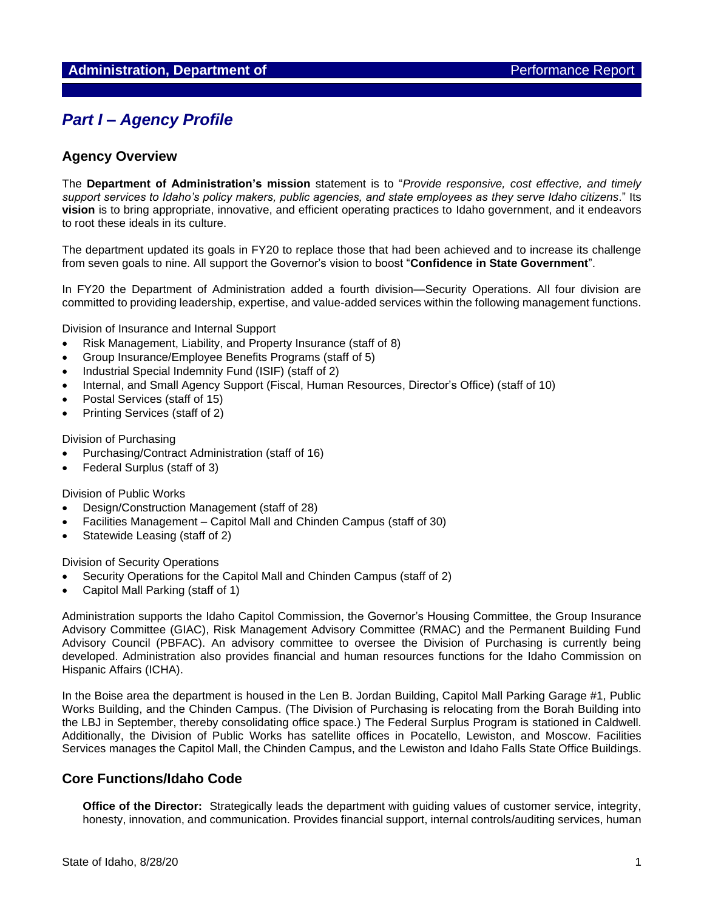**Administration, Department of** Performance Report

# *Part I – Agency Profile*

## Agency Overview

The **Department of Administration's mission** statement is to "*Provide responsive, cost effective, and timely support services to Idaho's policy makers, public agencies, and state employees as they serve Idaho citizens*." Its **vision** is to bring appropriate, innovative, and efficient operating practices to Idaho government, and it endeavors to root these ideals in its culture.

The department updated its goals in FY20 to replace those that had been achieved and to increase its challenge from seven goals to nine. All support the Governor's vision to boost "**Confidence in State Government**".

In FY20 the Department of Administration added a fourth division—Security Operations. All four division are committed to providing leadership, expertise, and value-added services within the following management functions.

Division of Insurance and Internal Support

- Risk Management, Liability, and Property Insurance (staff of 8)
- Group Insurance/Employee Benefits Programs (staff of 5)
- Industrial Special Indemnity Fund (ISIF) (staff of 2)
- Internal, and Small Agency Support (Fiscal, Human Resources, Director's Office) (staff of 10)
- Postal Services (staff of 15)
- Printing Services (staff of 2)

Division of Purchasing

- Purchasing/Contract Administration (staff of 16)
- Federal Surplus (staff of 3)

Division of Public Works

- Design/Construction Management (staff of 28)
- Facilities Management – Capitol Mall and Chinden Campus (staff of 30)
- Statewide Leasing (staff of 2)

Division of Security Operations

- Security Operations for the Capitol Mall and Chinden Campus (staff of 2)
- Capitol Mall Parking (staff of 1)

Administration supports the Idaho Capitol Commission, the Governor's Housing Committee, the Group Insurance Advisory Committee (GIAC), Risk Management Advisory Committee (RMAC) and the Permanent Building Fund Advisory Council (PBFAC). An advisory committee to oversee the Division of Purchasing is currently being developed. Administration also provides financial and human resources functions for the Idaho Commission on Hispanic Affairs (ICHA).

In the Boise area the department is housed in the Len B. Jordan Building, Capitol Mall Parking Garage #1, Public Works Building, and the Chinden Campus. (The Division of Purchasing is relocating from the Borah Building into the LBJ in September, thereby consolidating office space.) The Federal Surplus Program is stationed in Caldwell. Additionally, the Division of Public Works has satellite offices in Pocatello, Lewiston, and Moscow. Facilities Services manages the Capitol Mall, the Chinden Campus, and the Lewiston and Idaho Falls State Office Buildings.

## Core Functions/Idaho Code

**Office of the Director:** Strategically leads the department with guiding values of customer service, integrity, honesty, innovation, and communication. Provides financial support, internal controls/auditing services, human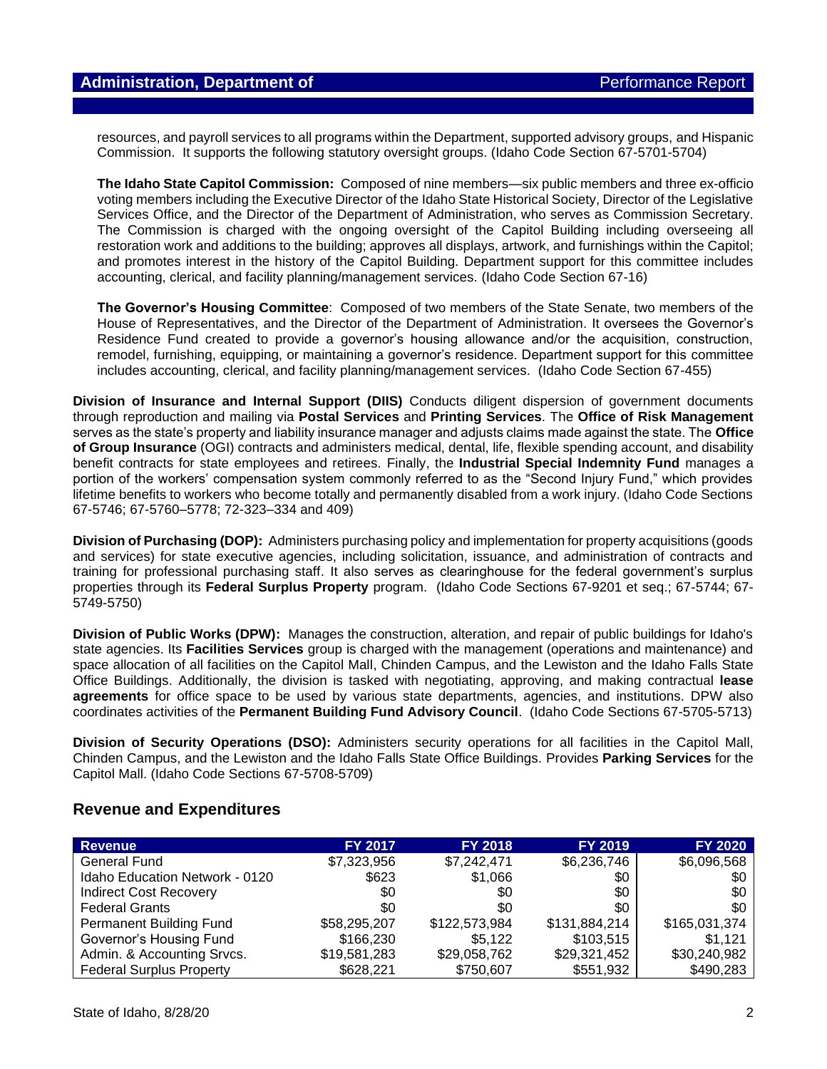resources, and payroll services to all programs within the Department, supported advisory groups, and Hispanic Commission. It supports the following statutory oversight groups. (Idaho Code Section 67-5701-5704)

**The Idaho State Capitol Commission:** Composed of nine members—six public members and three ex-officio voting members including the Executive Director of the Idaho State Historical Society, Director of the Legislative Services Office, and the Director of the Department of Administration, who serves as Commission Secretary. The Commission is charged with the ongoing oversight of the Capitol Building including overseeing all restoration work and additions to the building; approves all displays, artwork, and furnishings within the Capitol; and promotes interest in the history of the Capitol Building. Department support for this committee includes accounting, clerical, and facility planning/management services. (Idaho Code Section 67-16)

**The Governor's Housing Committee**: Composed of two members of the State Senate, two members of the House of Representatives, and the Director of the Department of Administration. It oversees the Governor's Residence Fund created to provide a governor's housing allowance and/or the acquisition, construction, remodel, furnishing, equipping, or maintaining a governor's residence. Department support for this committee includes accounting, clerical, and facility planning/management services. (Idaho Code Section 67-455)

**Division of Insurance and Internal Support (DIIS)** Conducts diligent dispersion of government documents through reproduction and mailing via **Postal Services** and **Printing Services**. The **Office of Risk Management** serves as the state's property and liability insurance manager and adjusts claims made against the state. The **Office of Group Insurance** (OGI) contracts and administers medical, dental, life, flexible spending account, and disability benefit contracts for state employees and retirees. Finally, the **Industrial Special Indemnity Fund** manages a portion of the workers' compensation system commonly referred to as the "Second Injury Fund," which provides lifetime benefits to workers who become totally and permanently disabled from a work injury. (Idaho Code Sections 67-5746; 67-5760–5778; 72-323–334 and 409)

**Division of Purchasing (DOP):** Administers purchasing policy and implementation for property acquisitions (goods and services) for state executive agencies, including solicitation, issuance, and administration of contracts and training for professional purchasing staff. It also serves as clearinghouse for the federal government's surplus properties through its **Federal Surplus Property** program. (Idaho Code Sections 67-9201 et seq.; 67-5744; 67-5749-5750)

**Division of Public Works (DPW):** Manages the construction, alteration, and repair of public buildings for Idaho's state agencies. Its **Facilities Services** group is charged with the management (operations and maintenance) and space allocation of all facilities on the Capitol Mall, Chinden Campus, and the Lewiston and the Idaho Falls State Office Buildings. Additionally, the division is tasked with negotiating, approving, and making contractual **lease agreements** for office space to be used by various state departments, agencies, and institutions. DPW also coordinates activities of the **Permanent Building Fund Advisory Council**. (Idaho Code Sections 67-5705-5713)

**Division of Security Operations (DSO):** Administers security operations for all facilities in the Capitol Mall, Chinden Campus, and the Lewiston and the Idaho Falls State Office Buildings. Provides **Parking Services** for the Capitol Mall. (Idaho Code Sections 67-5708-5709)

## Revenue and Expenditures

| Revenue | FY 2017 | FY 2018 | FY 2019 | FY 2020 |
|---|---|---|---|---|
| General Fund | $7,323,956 | $7,242,471 | $6,236,746 | $6,096,568 |
| Idaho Education Network - 0120 | $623 | $1,066 | $0 | $0 |
| Indirect Cost Recovery | $0 | $0 | $0 | $0 |
| Federal Grants | $0 | $0 | $0 | $0 |
| Permanent Building Fund | $58,295,207 | $122,573,984 | $131,884,214 | $165,031,374 |
| Governor's Housing Fund | $166,230 | $5,122 | $103,515 | $1,121 |
| Admin. & Accounting Srvcs. | $19,581,283 | $29,058,762 | $29,321,452 | $30,240,982 |
| Federal Surplus Property | $628,221 | $750,607 | $551,932 | $490,283 |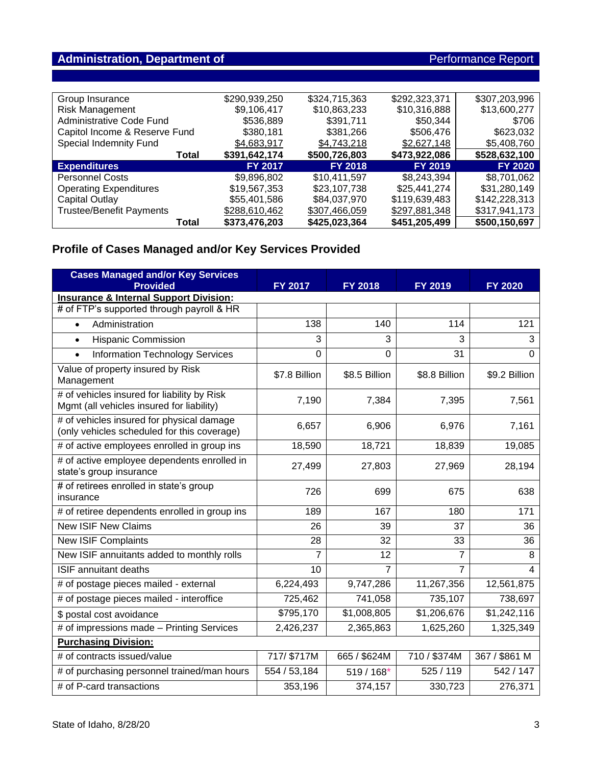| | | | | |
|---|---|---|---|---|
| Group Insurance | $290,939,250 | $324,715,363 | $292,323,371 | $307,203,996 |
| Risk Management | $9,106,417 | $10,863,233 | $10,316,888 | $13,600,277 |
| Administrative Code Fund | $536,889 | $391,711 | $50,344 | $706 |
| Capitol Income & Reserve Fund | $380,181 | $381,266 | $506,476 | $623,032 |
| Special Indemnity Fund | $4,683,917 | $4,743,218 | $2,627,148 | $5,408,760 |
| **Total** | **$391,642,174** | **$500,726,803** | **$473,922,086** | **$528,632,100** |
| **Expenditures** | **FY 2017** | **FY 2018** | **FY 2019** | **FY 2020** |
| Personnel Costs | $9,896,802 | $10,411,597 | $8,243,394 | $8,701,062 |
| Operating Expenditures | $19,567,353 | $23,107,738 | $25,441,274 | $31,280,149 |
| Capital Outlay | $55,401,586 | $84,037,970 | $119,639,483 | $142,228,313 |
| Trustee/Benefit Payments | $288,610,462 | $307,466,059 | $297,881,348 | $317,941,173 |
| **Total** | **$373,476,203** | **$425,023,364** | **$451,205,499** | **$500,150,697** |

## Profile of Cases Managed and/or Key Services Provided

| Cases Managed and/or Key Services Provided | FY 2017 | FY 2018 | FY 2019 | FY 2020 |
|---|---|---|---|---|
| **Insurance & Internal Support Division:** | | | | |
| # of FTP's supported through payroll & HR | | | | |
| • Administration | 138 | 140 | 114 | 121 |
| • Hispanic Commission | 3 | 3 | 3 | 3 |
| • Information Technology Services | 0 | 0 | 31 | 0 |
| Value of property insured by Risk Management | $7.8 Billion | $8.5 Billion | $8.8 Billion | $9.2 Billion |
| # of vehicles insured for liability by Risk Mgmt (all vehicles insured for liability) | 7,190 | 7,384 | 7,395 | 7,561 |
| # of vehicles insured for physical damage (only vehicles scheduled for this coverage) | 6,657 | 6,906 | 6,976 | 7,161 |
| # of active employees enrolled in group ins | 18,590 | 18,721 | 18,839 | 19,085 |
| # of active employee dependents enrolled in state's group insurance | 27,499 | 27,803 | 27,969 | 28,194 |
| # of retirees enrolled in state's group insurance | 726 | 699 | 675 | 638 |
| # of retiree dependents enrolled in group ins | 189 | 167 | 180 | 171 |
| New ISIF New Claims | 26 | 39 | 37 | 36 |
| New ISIF Complaints | 28 | 32 | 33 | 36 |
| New ISIF annuitants added to monthly rolls | 7 | 12 | 7 | 8 |
| ISIF annuitant deaths | 10 | 7 | 7 | 4 |
| # of postage pieces mailed - external | 6,224,493 | 9,747,286 | 11,267,356 | 12,561,875 |
| # of postage pieces mailed - interoffice | 725,462 | 741,058 | 735,107 | 738,697 |
| $ postal cost avoidance | $795,170 | $1,008,805 | $1,206,676 | $1,242,116 |
| # of impressions made – Printing Services | 2,426,237 | 2,365,863 | 1,625,260 | 1,325,349 |
| **Purchasing Division:** | | | | |
| # of contracts issued/value | 717/ $717M | 665 / $624M | 710 / $374M | 367 / $861 M |
| # of purchasing personnel trained/man hours | 554 / 53,184 | 519 / 168* | 525 / 119 | 542 / 147 |
| # of P-card transactions | 353,196 | 374,157 | 330,723 | 276,371 |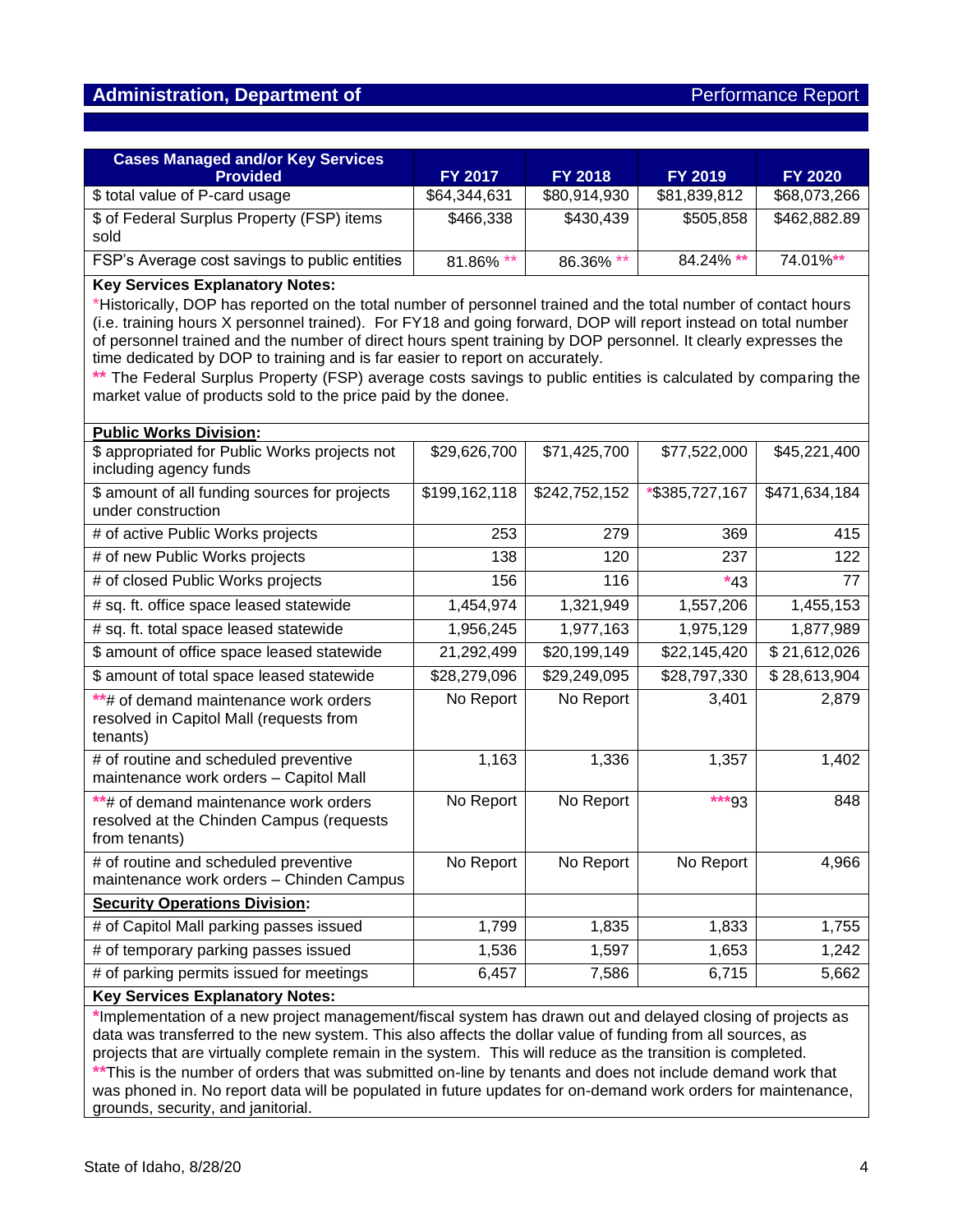## Administration, Department of

Performance Report

| Cases Managed and/or Key Services Provided | FY 2017 | FY 2018 | FY 2019 | FY 2020 |
|---|---|---|---|---|
| $ total value of P-card usage | $64,344,631 | $80,914,930 | $81,839,812 | $68,073,266 |
| $ of Federal Surplus Property (FSP) items sold | $466,338 | $430,439 | $505,858 | $462,882.89 |
| FSP's Average cost savings to public entities | 81.86% ** | 86.36% ** | 84.24% ** | 74.01%** |

**Key Services Explanatory Notes:**

*Historically, DOP has reported on the total number of personnel trained and the total number of contact hours (i.e. training hours X personnel trained). For FY18 and going forward, DOP will report instead on total number of personnel trained and the number of direct hours spent training by DOP personnel. It clearly expresses the time dedicated by DOP to training and is far easier to report on accurately.

** The Federal Surplus Property (FSP) average costs savings to public entities is calculated by comparing the market value of products sold to the price paid by the donee.

| Public Works Division: | FY 2017 | FY 2018 | FY 2019 | FY 2020 |
|---|---|---|---|---|
| $ appropriated for Public Works projects not including agency funds | $29,626,700 | $71,425,700 | $77,522,000 | $45,221,400 |
| $ amount of all funding sources for projects under construction | $199,162,118 | $242,752,152 | *$385,727,167 | $471,634,184 |
| # of active Public Works projects | 253 | 279 | 369 | 415 |
| # of new Public Works projects | 138 | 120 | 237 | 122 |
| # of closed Public Works projects | 156 | 116 | *43 | 77 |
| # sq. ft. office space leased statewide | 1,454,974 | 1,321,949 | 1,557,206 | 1,455,153 |
| # sq. ft. total space leased statewide | 1,956,245 | 1,977,163 | 1,975,129 | 1,877,989 |
| $ amount of office space leased statewide | 21,292,499 | $20,199,149 | $22,145,420 | $ 21,612,026 |
| $ amount of total space leased statewide | $28,279,096 | $29,249,095 | $28,797,330 | $ 28,613,904 |
| **# of demand maintenance work orders resolved in Capitol Mall (requests from tenants) | No Report | No Report | 3,401 | 2,879 |
| # of routine and scheduled preventive maintenance work orders – Capitol Mall | 1,163 | 1,336 | 1,357 | 1,402 |
| **# of demand maintenance work orders resolved at the Chinden Campus (requests from tenants) | No Report | No Report | ***93 | 848 |
| # of routine and scheduled preventive maintenance work orders – Chinden Campus | No Report | No Report | No Report | 4,966 |
| **Security Operations Division:** | | | | |
| # of Capitol Mall parking passes issued | 1,799 | 1,835 | 1,833 | 1,755 |
| # of temporary parking passes issued | 1,536 | 1,597 | 1,653 | 1,242 |
| # of parking permits issued for meetings | 6,457 | 7,586 | 6,715 | 5,662 |

**Key Services Explanatory Notes:**

*Implementation of a new project management/fiscal system has drawn out and delayed closing of projects as data was transferred to the new system. This also affects the dollar value of funding from all sources, as projects that are virtually complete remain in the system. This will reduce as the transition is completed.

**This is the number of orders that was submitted on-line by tenants and does not include demand work that was phoned in. No report data will be populated in future updates for on-demand work orders for maintenance, grounds, security, and janitorial.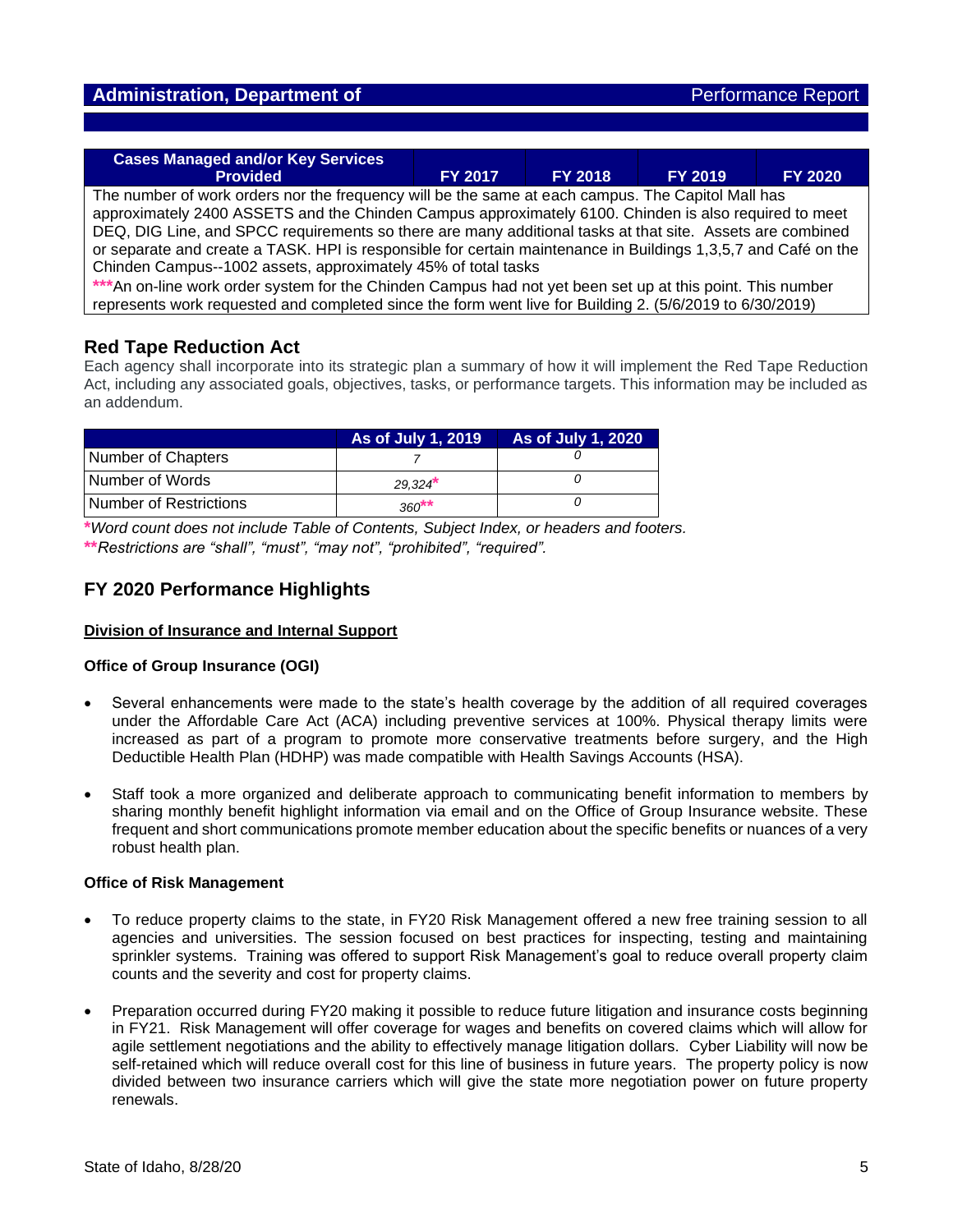| Cases Managed and/or Key Services Provided | FY 2017 | FY 2018 | FY 2019 | FY 2020 |
|---|---|---|---|---|
| The number of work orders nor the frequency will be the same at each campus. The Capitol Mall has approximately 2400 ASSETS and the Chinden Campus approximately 6100. Chinden is also required to meet DEQ, DIG Line, and SPCC requirements so there are many additional tasks at that site. Assets are combined or separate and create a TASK. HPI is responsible for certain maintenance in Buildings 1,3,5,7 and Café on the Chinden Campus--1002 assets, approximately 45% of total tasks<br>***An on-line work order system for the Chinden Campus had not yet been set up at this point. This number represents work requested and completed since the form went live for Building 2. (5/6/2019 to 6/30/2019) | | | | |

## Red Tape Reduction Act

Each agency shall incorporate into its strategic plan a summary of how it will implement the Red Tape Reduction Act, including any associated goals, objectives, tasks, or performance targets. This information may be included as an addendum.

| | As of July 1, 2019 | As of July 1, 2020 |
|---|---|---|
| Number of Chapters | *7* | *0* |
| Number of Words | *29,324** | *0* |
| Number of Restrictions | *360*** | *0* |

**Word count does not include Table of Contents, Subject Index, or headers and footers.*

***Restrictions are "shall", "must", "may not", "prohibited", "required".*

## FY 2020 Performance Highlights

**Division of Insurance and Internal Support**

**Office of Group Insurance (OGI)**

- Several enhancements were made to the state's health coverage by the addition of all required coverages under the Affordable Care Act (ACA) including preventive services at 100%. Physical therapy limits were increased as part of a program to promote more conservative treatments before surgery, and the High Deductible Health Plan (HDHP) was made compatible with Health Savings Accounts (HSA).

- Staff took a more organized and deliberate approach to communicating benefit information to members by sharing monthly benefit highlight information via email and on the Office of Group Insurance website. These frequent and short communications promote member education about the specific benefits or nuances of a very robust health plan.

**Office of Risk Management**

- To reduce property claims to the state, in FY20 Risk Management offered a new free training session to all agencies and universities. The session focused on best practices for inspecting, testing and maintaining sprinkler systems. Training was offered to support Risk Management's goal to reduce overall property claim counts and the severity and cost for property claims.

- Preparation occurred during FY20 making it possible to reduce future litigation and insurance costs beginning in FY21. Risk Management will offer coverage for wages and benefits on covered claims which will allow for agile settlement negotiations and the ability to effectively manage litigation dollars. Cyber Liability will now be self-retained which will reduce overall cost for this line of business in future years. The property policy is now divided between two insurance carriers which will give the state more negotiation power on future property renewals.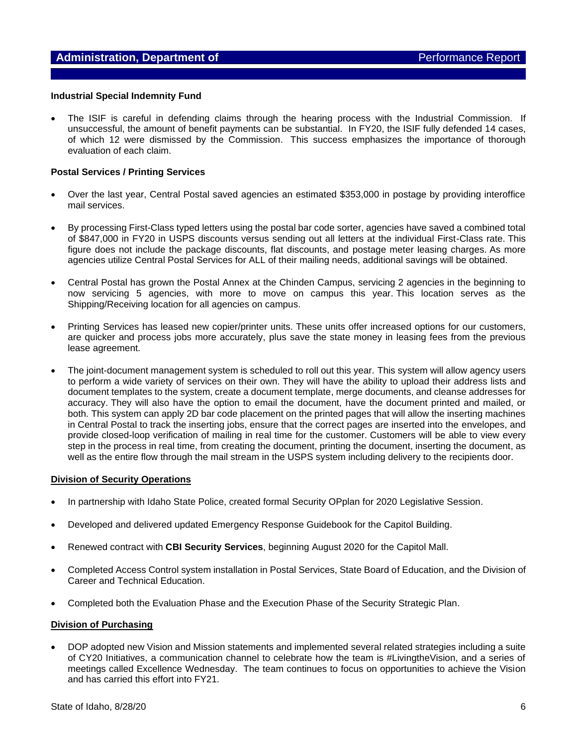#### Industrial Special Indemnity Fund

- The ISIF is careful in defending claims through the hearing process with the Industrial Commission. If unsuccessful, the amount of benefit payments can be substantial. In FY20, the ISIF fully defended 14 cases, of which 12 were dismissed by the Commission. This success emphasizes the importance of thorough evaluation of each claim.

#### Postal Services / Printing Services

- Over the last year, Central Postal saved agencies an estimated $353,000 in postage by providing interoffice mail services.
- By processing First-Class typed letters using the postal bar code sorter, agencies have saved a combined total of $847,000 in FY20 in USPS discounts versus sending out all letters at the individual First-Class rate. This figure does not include the package discounts, flat discounts, and postage meter leasing charges. As more agencies utilize Central Postal Services for ALL of their mailing needs, additional savings will be obtained.
- Central Postal has grown the Postal Annex at the Chinden Campus, servicing 2 agencies in the beginning to now servicing 5 agencies, with more to move on campus this year. This location serves as the Shipping/Receiving location for all agencies on campus.
- Printing Services has leased new copier/printer units. These units offer increased options for our customers, are quicker and process jobs more accurately, plus save the state money in leasing fees from the previous lease agreement.
- The joint-document management system is scheduled to roll out this year. This system will allow agency users to perform a wide variety of services on their own. They will have the ability to upload their address lists and document templates to the system, create a document template, merge documents, and cleanse addresses for accuracy. They will also have the option to email the document, have the document printed and mailed, or both. This system can apply 2D bar code placement on the printed pages that will allow the inserting machines in Central Postal to track the inserting jobs, ensure that the correct pages are inserted into the envelopes, and provide closed-loop verification of mailing in real time for the customer. Customers will be able to view every step in the process in real time, from creating the document, printing the document, inserting the document, as well as the entire flow through the mail stream in the USPS system including delivery to the recipients door.

#### Division of Security Operations

- In partnership with Idaho State Police, created formal Security OPplan for 2020 Legislative Session.
- Developed and delivered updated Emergency Response Guidebook for the Capitol Building.
- Renewed contract with **CBI Security Services**, beginning August 2020 for the Capitol Mall.
- Completed Access Control system installation in Postal Services, State Board of Education, and the Division of Career and Technical Education.
- Completed both the Evaluation Phase and the Execution Phase of the Security Strategic Plan.

#### Division of Purchasing

- DOP adopted new Vision and Mission statements and implemented several related strategies including a suite of CY20 Initiatives, a communication channel to celebrate how the team is #LivingtheVision, and a series of meetings called Excellence Wednesday. The team continues to focus on opportunities to achieve the Vision and has carried this effort into FY21.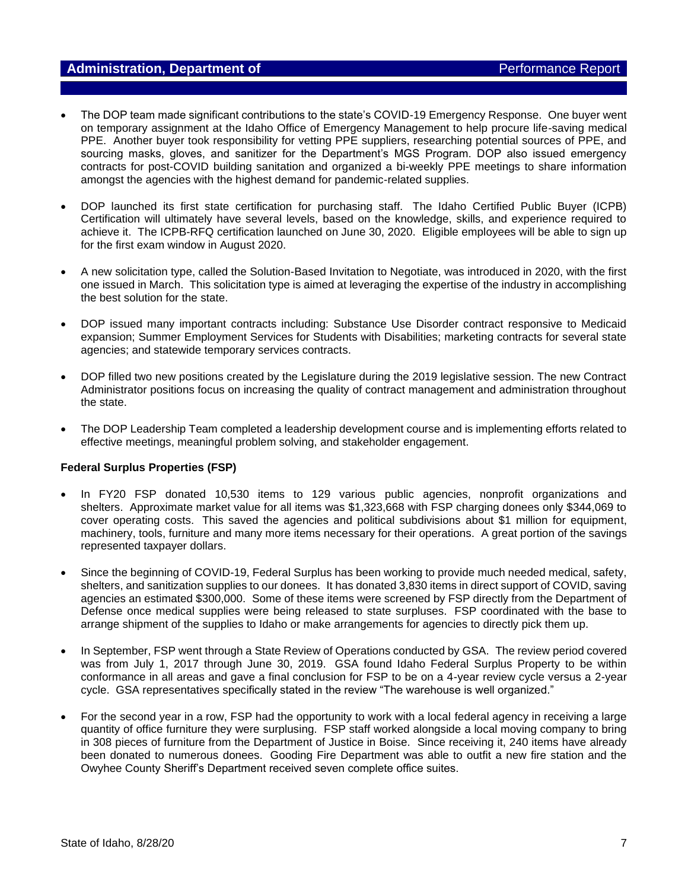- The DOP team made significant contributions to the state's COVID-19 Emergency Response. One buyer went on temporary assignment at the Idaho Office of Emergency Management to help procure life-saving medical PPE. Another buyer took responsibility for vetting PPE suppliers, researching potential sources of PPE, and sourcing masks, gloves, and sanitizer for the Department's MGS Program. DOP also issued emergency contracts for post-COVID building sanitation and organized a bi-weekly PPE meetings to share information amongst the agencies with the highest demand for pandemic-related supplies.

- DOP launched its first state certification for purchasing staff. The Idaho Certified Public Buyer (ICPB) Certification will ultimately have several levels, based on the knowledge, skills, and experience required to achieve it. The ICPB-RFQ certification launched on June 30, 2020. Eligible employees will be able to sign up for the first exam window in August 2020.

- A new solicitation type, called the Solution-Based Invitation to Negotiate, was introduced in 2020, with the first one issued in March. This solicitation type is aimed at leveraging the expertise of the industry in accomplishing the best solution for the state.

- DOP issued many important contracts including: Substance Use Disorder contract responsive to Medicaid expansion; Summer Employment Services for Students with Disabilities; marketing contracts for several state agencies; and statewide temporary services contracts.

- DOP filled two new positions created by the Legislature during the 2019 legislative session. The new Contract Administrator positions focus on increasing the quality of contract management and administration throughout the state.

- The DOP Leadership Team completed a leadership development course and is implementing efforts related to effective meetings, meaningful problem solving, and stakeholder engagement.

**Federal Surplus Properties (FSP)**

- In FY20 FSP donated 10,530 items to 129 various public agencies, nonprofit organizations and shelters. Approximate market value for all items was $1,323,668 with FSP charging donees only $344,069 to cover operating costs. This saved the agencies and political subdivisions about $1 million for equipment, machinery, tools, furniture and many more items necessary for their operations. A great portion of the savings represented taxpayer dollars.

- Since the beginning of COVID-19, Federal Surplus has been working to provide much needed medical, safety, shelters, and sanitization supplies to our donees. It has donated 3,830 items in direct support of COVID, saving agencies an estimated $300,000. Some of these items were screened by FSP directly from the Department of Defense once medical supplies were being released to state surpluses. FSP coordinated with the base to arrange shipment of the supplies to Idaho or make arrangements for agencies to directly pick them up.

- In September, FSP went through a State Review of Operations conducted by GSA. The review period covered was from July 1, 2017 through June 30, 2019. GSA found Idaho Federal Surplus Property to be within conformance in all areas and gave a final conclusion for FSP to be on a 4-year review cycle versus a 2-year cycle. GSA representatives specifically stated in the review "The warehouse is well organized."

- For the second year in a row, FSP had the opportunity to work with a local federal agency in receiving a large quantity of office furniture they were surplusing. FSP staff worked alongside a local moving company to bring in 308 pieces of furniture from the Department of Justice in Boise. Since receiving it, 240 items have already been donated to numerous donees. Gooding Fire Department was able to outfit a new fire station and the Owyhee County Sheriff's Department received seven complete office suites.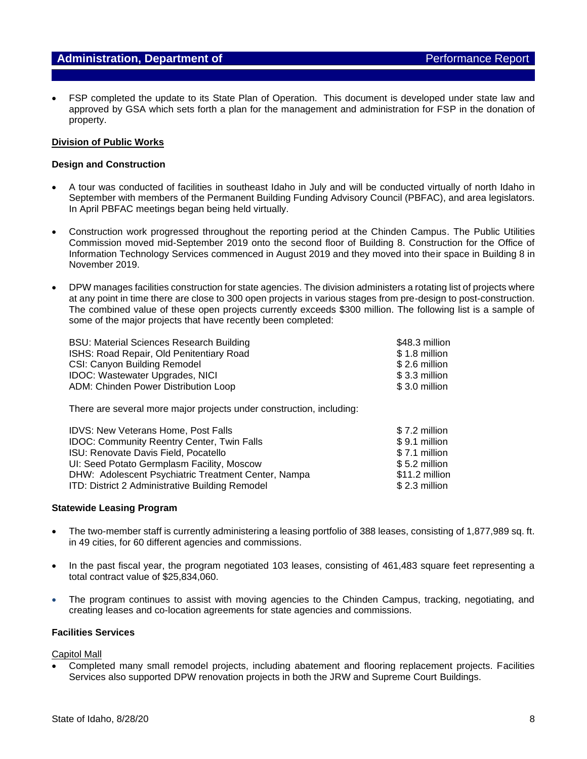- FSP completed the update to its State Plan of Operation. This document is developed under state law and approved by GSA which sets forth a plan for the management and administration for FSP in the donation of property.

## Division of Public Works

### Design and Construction

- A tour was conducted of facilities in southeast Idaho in July and will be conducted virtually of north Idaho in September with members of the Permanent Building Funding Advisory Council (PBFAC), and area legislators. In April PBFAC meetings began being held virtually.

- Construction work progressed throughout the reporting period at the Chinden Campus. The Public Utilities Commission moved mid-September 2019 onto the second floor of Building 8. Construction for the Office of Information Technology Services commenced in August 2019 and they moved into their space in Building 8 in November 2019.

- DPW manages facilities construction for state agencies. The division administers a rotating list of projects where at any point in time there are close to 300 open projects in various stages from pre-design to post-construction. The combined value of these open projects currently exceeds $300 million. The following list is a sample of some of the major projects that have recently been completed:

| Project | Value |
|---|---|
| BSU: Material Sciences Research Building | $48.3 million |
| ISHS: Road Repair, Old Penitentiary Road | $ 1.8 million |
| CSI: Canyon Building Remodel | $ 2.6 million |
| IDOC: Wastewater Upgrades, NICI | $ 3.3 million |
| ADM: Chinden Power Distribution Loop | $ 3.0 million |

There are several more major projects under construction, including:

| Project | Value |
|---|---|
| IDVS: New Veterans Home, Post Falls | $ 7.2 million |
| IDOC: Community Reentry Center, Twin Falls | $ 9.1 million |
| ISU: Renovate Davis Field, Pocatello | $ 7.1 million |
| UI: Seed Potato Germplasm Facility, Moscow | $ 5.2 million |
| DHW: Adolescent Psychiatric Treatment Center, Nampa | $11.2 million |
| ITD: District 2 Administrative Building Remodel | $ 2.3 million |

### Statewide Leasing Program

- The two-member staff is currently administering a leasing portfolio of 388 leases, consisting of 1,877,989 sq. ft. in 49 cities, for 60 different agencies and commissions.

- In the past fiscal year, the program negotiated 103 leases, consisting of 461,483 square feet representing a total contract value of $25,834,060.

- The program continues to assist with moving agencies to the Chinden Campus, tracking, negotiating, and creating leases and co-location agreements for state agencies and commissions.

### Facilities Services

Capitol Mall

- Completed many small remodel projects, including abatement and flooring replacement projects. Facilities Services also supported DPW renovation projects in both the JRW and Supreme Court Buildings.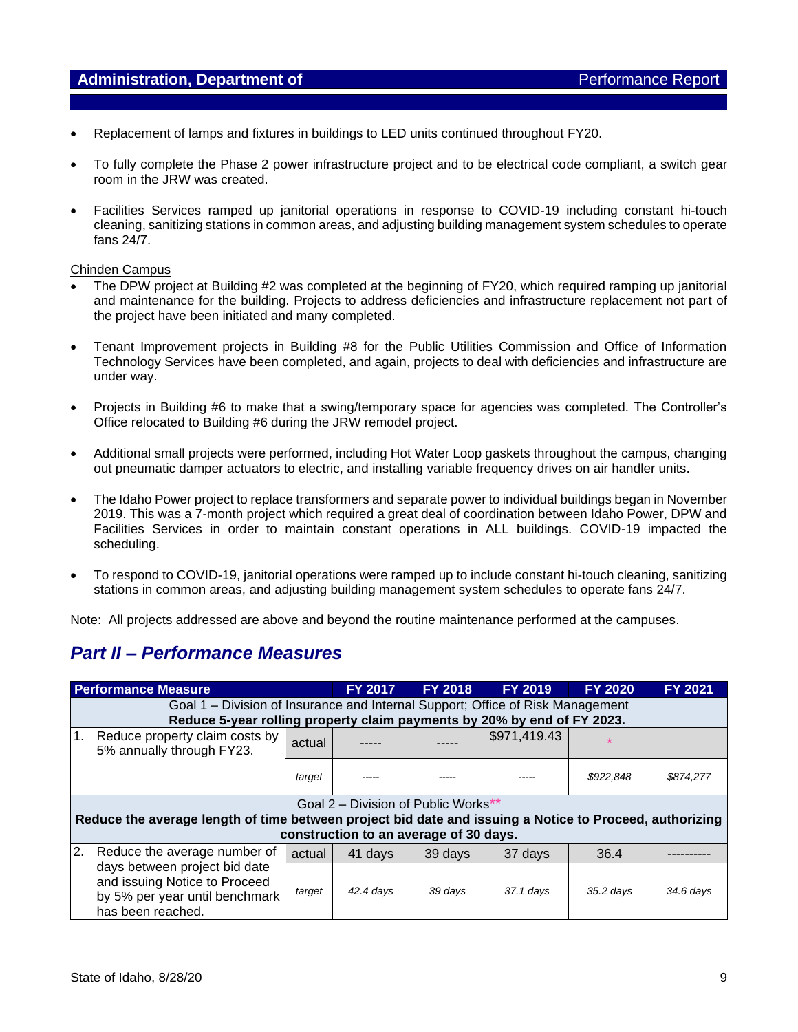- Replacement of lamps and fixtures in buildings to LED units continued throughout FY20.
- To fully complete the Phase 2 power infrastructure project and to be electrical code compliant, a switch gear room in the JRW was created.
- Facilities Services ramped up janitorial operations in response to COVID-19 including constant hi-touch cleaning, sanitizing stations in common areas, and adjusting building management system schedules to operate fans 24/7.

Chinden Campus

- The DPW project at Building #2 was completed at the beginning of FY20, which required ramping up janitorial and maintenance for the building. Projects to address deficiencies and infrastructure replacement not part of the project have been initiated and many completed.
- Tenant Improvement projects in Building #8 for the Public Utilities Commission and Office of Information Technology Services have been completed, and again, projects to deal with deficiencies and infrastructure are under way.
- Projects in Building #6 to make that a swing/temporary space for agencies was completed. The Controller's Office relocated to Building #6 during the JRW remodel project.
- Additional small projects were performed, including Hot Water Loop gaskets throughout the campus, changing out pneumatic damper actuators to electric, and installing variable frequency drives on air handler units.
- The Idaho Power project to replace transformers and separate power to individual buildings began in November 2019. This was a 7-month project which required a great deal of coordination between Idaho Power, DPW and Facilities Services in order to maintain constant operations in ALL buildings. COVID-19 impacted the scheduling.
- To respond to COVID-19, janitorial operations were ramped up to include constant hi-touch cleaning, sanitizing stations in common areas, and adjusting building management system schedules to operate fans 24/7.

Note: All projects addressed are above and beyond the routine maintenance performed at the campuses.

## *Part II – Performance Measures*

| Performance Measure | | FY 2017 | FY 2018 | FY 2019 | FY 2020 | FY 2021 |
|---|---|---|---|---|---|---|
| Goal 1 – Division of Insurance and Internal Support; Office of Risk Management **Reduce 5-year rolling property claim payments by 20% by end of FY 2023.** | | | | | | |
| 1. Reduce property claim costs by 5% annually through FY23. | actual | ----- | ----- | $971,419.43 | * | |
| | *target* | ----- | ----- | ----- | *$922,848* | *$874,277* |
| Goal 2 – Division of Public Works** **Reduce the average length of time between project bid date and issuing a Notice to Proceed, authorizing construction to an average of 30 days.** | | | | | | |
| 2. Reduce the average number of days between project bid date and issuing Notice to Proceed by 5% per year until benchmark has been reached. | actual | 41 days | 39 days | 37 days | 36.4 | ---------- |
| | *target* | *42.4 days* | *39 days* | *37.1 days* | *35.2 days* | *34.6 days* |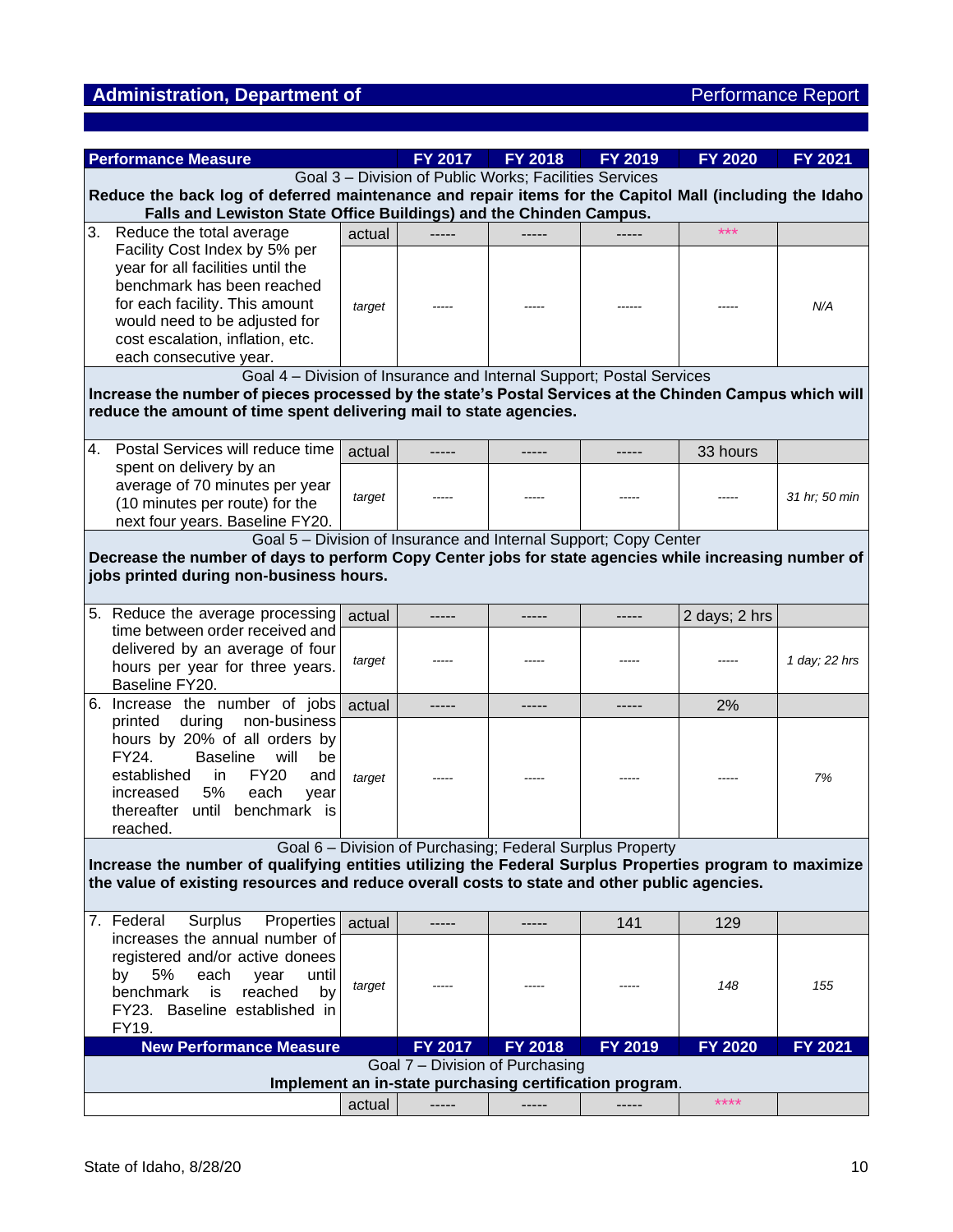## Administration, Department of — Performance Report

| Performance Measure | | FY 2017 | FY 2018 | FY 2019 | FY 2020 | FY 2021 |
|---|---|---|---|---|---|---|
| **Goal 3 – Division of Public Works; Facilities Services** **Reduce the back log of deferred maintenance and repair items for the Capitol Mall (including the Idaho Falls and Lewiston State Office Buildings) and the Chinden Campus.** | | | | | | |
| 3. Reduce the total average Facility Cost Index by 5% per year for all facilities until the benchmark has been reached for each facility. This amount would need to be adjusted for cost escalation, inflation, etc. each consecutive year. | actual | ----- | ----- | ----- | *** | |
| | *target* | ----- | ----- | ------ | ----- | *N/A* |
| **Goal 4 – Division of Insurance and Internal Support; Postal Services** **Increase the number of pieces processed by the state's Postal Services at the Chinden Campus which will reduce the amount of time spent delivering mail to state agencies.** | | | | | | |
| 4. Postal Services will reduce time spent on delivery by an average of 70 minutes per year (10 minutes per route) for the next four years. Baseline FY20. | actual | ----- | ----- | ----- | 33 hours | |
| | *target* | ----- | ----- | ----- | ----- | *31 hr; 50 min* |
| **Goal 5 – Division of Insurance and Internal Support; Copy Center** **Decrease the number of days to perform Copy Center jobs for state agencies while increasing number of jobs printed during non-business hours.** | | | | | | |
| 5. Reduce the average processing time between order received and delivered by an average of four hours per year for three years. Baseline FY20. | actual | ----- | ----- | ----- | 2 days; 2 hrs | |
| | *target* | ----- | ----- | ----- | ----- | *1 day; 22 hrs* |
| 6. Increase the number of jobs printed during non-business hours by 20% of all orders by FY24. Baseline will be established in FY20 and increased 5% each year thereafter until benchmark is reached. | actual | ----- | ----- | ----- | 2% | |
| | *target* | ----- | ----- | ----- | ----- | *7%* |
| **Goal 6 – Division of Purchasing; Federal Surplus Property** **Increase the number of qualifying entities utilizing the Federal Surplus Properties program to maximize the value of existing resources and reduce overall costs to state and other public agencies.** | | | | | | |
| 7. Federal Surplus Properties increases the annual number of registered and/or active donees by 5% each year until benchmark is reached by FY23. Baseline established in FY19. | actual | ----- | ----- | 141 | 129 | |
| | *target* | ----- | ----- | ----- | *148* | *155* |

| New Performance Measure | | FY 2017 | FY 2018 | FY 2019 | FY 2020 | FY 2021 |
|---|---|---|---|---|---|---|
| **Goal 7 – Division of Purchasing** **Implement an in-state purchasing certification program.** | | | | | | |
| | actual | ----- | ----- | ----- | **** | |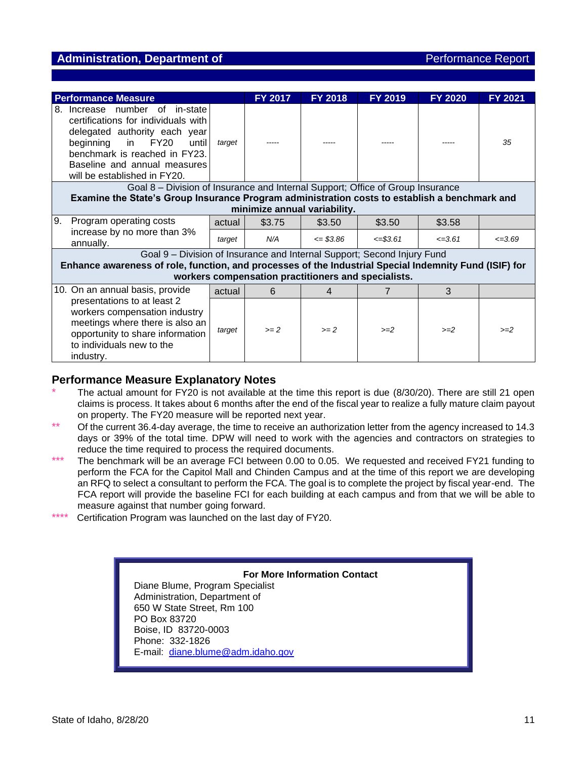## Administration, Department of — Performance Report

| Performance Measure | | FY 2017 | FY 2018 | FY 2019 | FY 2020 | FY 2021 |
|---|---|---|---|---|---|---|
| 8. Increase number of in-state certifications for individuals with delegated authority each year beginning in FY20 until benchmark is reached in FY23. Baseline and annual measures will be established in FY20. | *target* | ----- | ----- | ----- | ----- | *35* |
| Goal 8 – Division of Insurance and Internal Support; Office of Group Insurance **Examine the State's Group Insurance Program administration costs to establish a benchmark and minimize annual variability.** | | | | | | |
| 9. Program operating costs increase by no more than 3% annually. | actual | $3.75 | $3.50 | $3.50 | $3.58 | |
| | *target* | *N/A* | *<= $3.86* | *<=$3.61* | *<=3.61* | *<=3.69* |
| Goal 9 – Division of Insurance and Internal Support; Second Injury Fund **Enhance awareness of role, function, and processes of the Industrial Special Indemnity Fund (ISIF) for workers compensation practitioners and specialists.** | | | | | | |
| 10. On an annual basis, provide presentations to at least 2 workers compensation industry meetings where there is also an opportunity to share information to individuals new to the industry. | actual | 6 | 4 | 7 | 3 | |
| | *target* | *>= 2* | *>= 2* | *>=2* | *>=2* | *>=2* |

## Performance Measure Explanatory Notes

\* The actual amount for FY20 is not available at the time this report is due (8/30/20). There are still 21 open claims is process. It takes about 6 months after the end of the fiscal year to realize a fully mature claim payout on property. The FY20 measure will be reported next year.

\*\* Of the current 36.4-day average, the time to receive an authorization letter from the agency increased to 14.3 days or 39% of the total time. DPW will need to work with the agencies and contractors on strategies to reduce the time required to process the required documents.

\*\*\* The benchmark will be an average FCI between 0.00 to 0.05. We requested and received FY21 funding to perform the FCA for the Capitol Mall and Chinden Campus and at the time of this report we are developing an RFQ to select a consultant to perform the FCA. The goal is to complete the project by fiscal year-end. The FCA report will provide the baseline FCI for each building at each campus and from that we will be able to measure against that number going forward.

\*\*\*\* Certification Program was launched on the last day of FY20.

**For More Information Contact**

Diane Blume, Program Specialist
Administration, Department of
650 W State Street, Rm 100
PO Box 83720
Boise, ID 83720-0003
Phone: 332-1826
E-mail: diane.blume@adm.idaho.gov